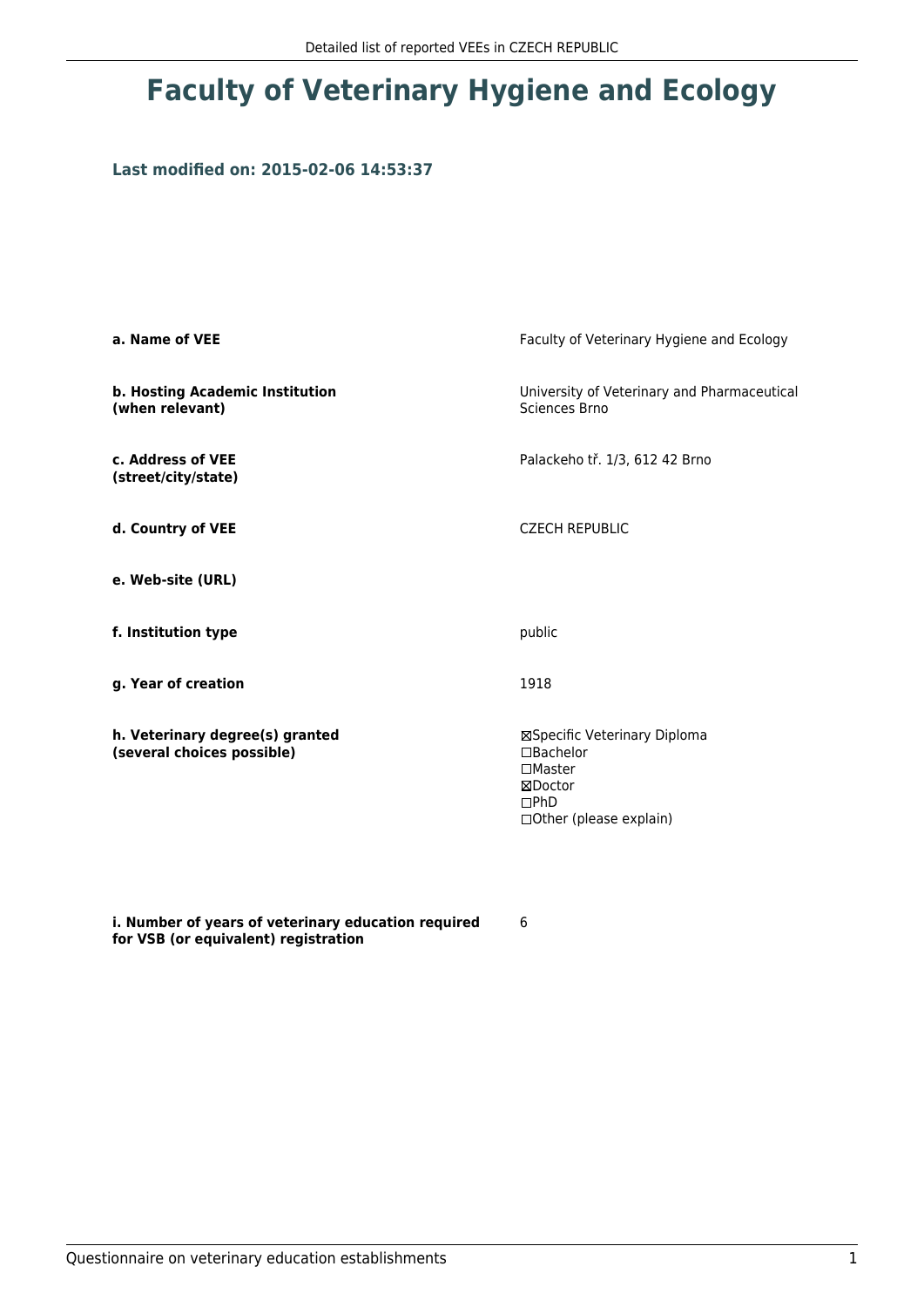# Faculty of Veterinary Hygiene and Ecology

### Last modified on: 2015-02-06 14:53:37

| | |
|---|---|
| **a. Name of VEE** | Faculty of Veterinary Hygiene and Ecology |
| **b. Hosting Academic Institution (when relevant)** | University of Veterinary and Pharmaceutical Sciences Brno |
| **c. Address of VEE (street/city/state)** | Palackeho tř. 1/3, 612 42 Brno |
| **d. Country of VEE** | CZECH REPUBLIC |
| **e. Web-site (URL)** | |
| **f. Institution type** | public |
| **g. Year of creation** | 1918 |
| **h. Veterinary degree(s) granted (several choices possible)** | ☒Specific Veterinary Diploma<br>☐Bachelor<br>☐Master<br>☒Doctor<br>☐PhD<br>☐Other (please explain) |
| **i. Number of years of veterinary education required for VSB (or equivalent) registration** | 6 |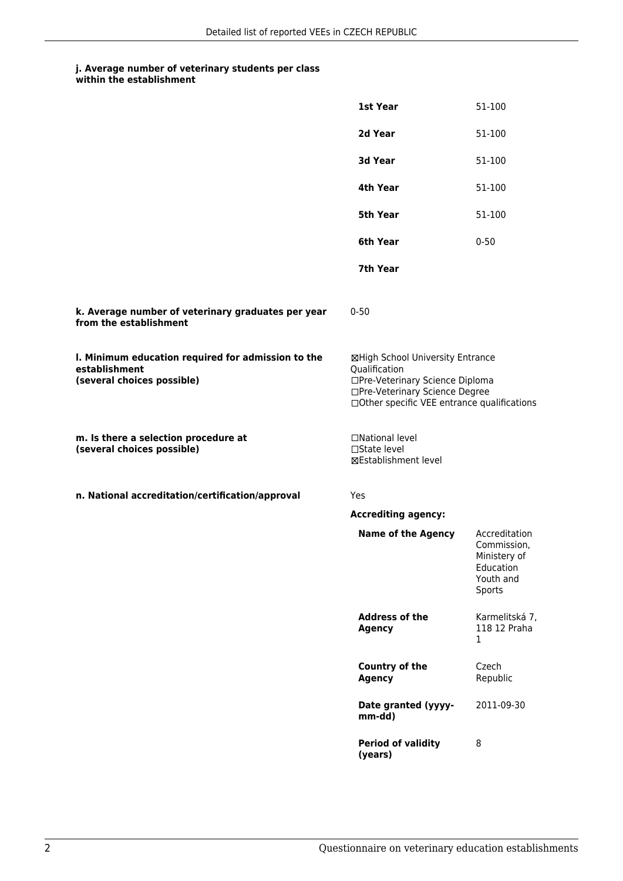**j. Average number of veterinary students per class within the establishment**

| | |
|---|---|
| **1st Year** | 51-100 |
| **2d Year** | 51-100 |
| **3d Year** | 51-100 |
| **4th Year** | 51-100 |
| **5th Year** | 51-100 |
| **6th Year** | 0-50 |
| **7th Year** | |

**k. Average number of veterinary graduates per year from the establishment**

0-50

**l. Minimum education required for admission to the establishment (several choices possible)**

☒High School University Entrance Qualification
☐Pre-Veterinary Science Diploma
☐Pre-Veterinary Science Degree
☐Other specific VEE entrance qualifications

**m. Is there a selection procedure at (several choices possible)**

☐National level
☐State level
☒Establishment level

**n. National accreditation/certification/approval**

Yes

**Accrediting agency:**

| | |
|---|---|
| **Name of the Agency** | Accreditation Commission, Ministery of Education Youth and Sports |
| **Address of the Agency** | Karmelitská 7, 118 12 Praha 1 |
| **Country of the Agency** | Czech Republic |
| **Date granted (yyyy-mm-dd)** | 2011-09-30 |
| **Period of validity (years)** | 8 |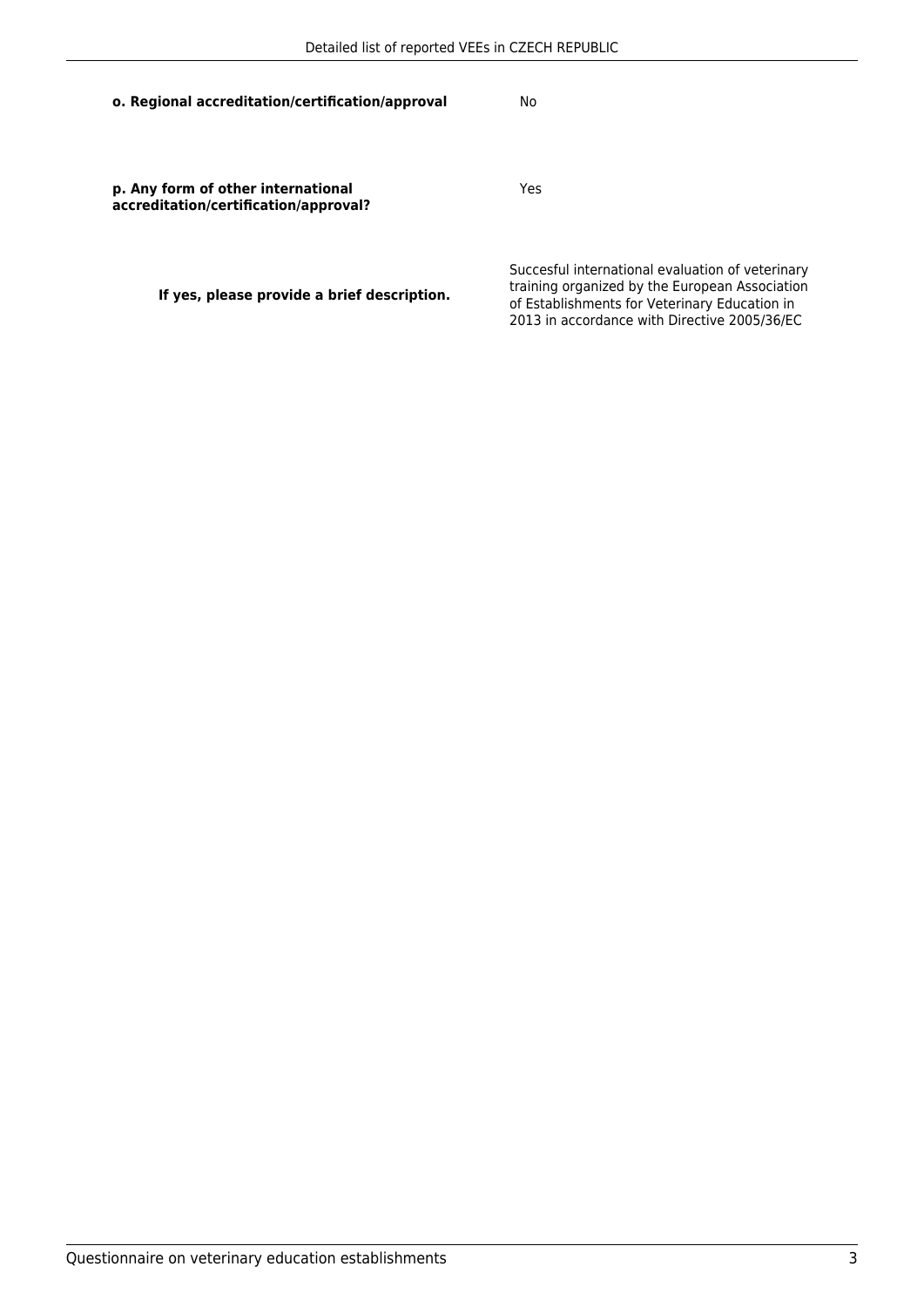| | |
|---|---|
| **o. Regional accreditation/certification/approval** | No |
| **p. Any form of other international accreditation/certification/approval?** | Yes |
| **If yes, please provide a brief description.** | Succesful international evaluation of veterinary training organized by the European Association of Establishments for Veterinary Education in 2013 in accordance with Directive 2005/36/EC |